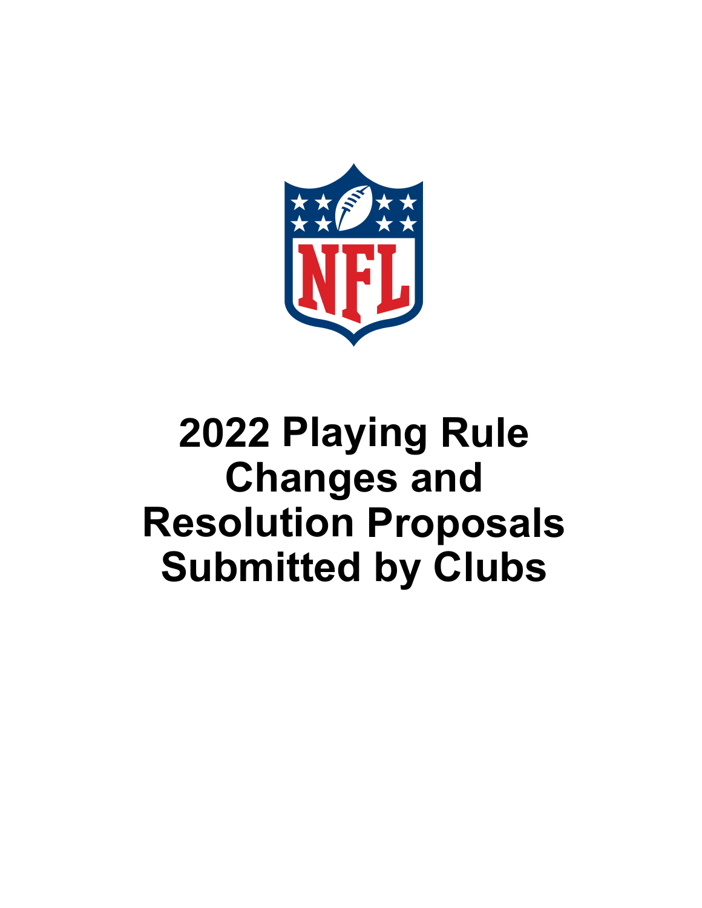# 2022 Playing Rule Changes and Resolution Proposals Submitted by Clubs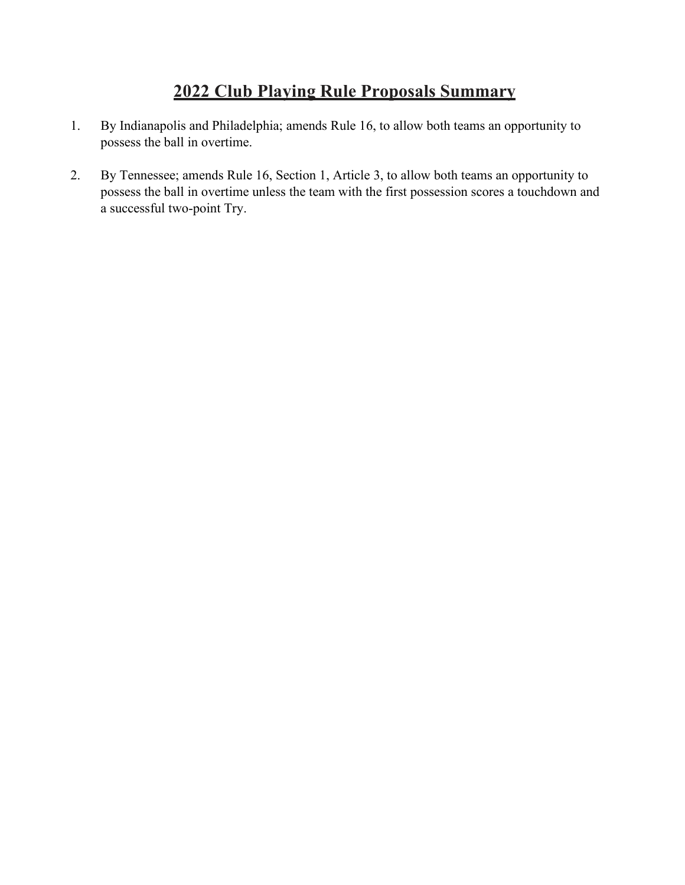# 2022 Club Playing Rule Proposals Summary

1. By Indianapolis and Philadelphia; amends Rule 16, to allow both teams an opportunity to possess the ball in overtime.

2. By Tennessee; amends Rule 16, Section 1, Article 3, to allow both teams an opportunity to possess the ball in overtime unless the team with the first possession scores a touchdown and a successful two-point Try.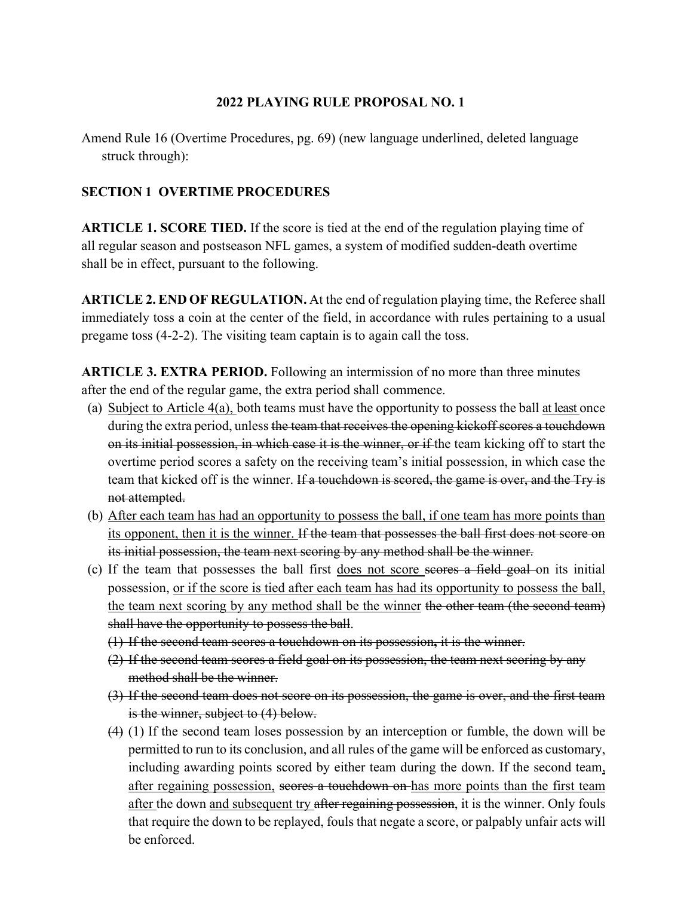**2022 PLAYING RULE PROPOSAL NO. 1**

Amend Rule 16 (Overtime Procedures, pg. 69) (new language underlined, deleted language struck through):

**SECTION 1 OVERTIME PROCEDURES**

**ARTICLE 1. SCORE TIED.** If the score is tied at the end of the regulation playing time of all regular season and postseason NFL games, a system of modified sudden-death overtime shall be in effect, pursuant to the following.

**ARTICLE 2. END OF REGULATION.** At the end of regulation playing time, the Referee shall immediately toss a coin at the center of the field, in accordance with rules pertaining to a usual pregame toss (4-2-2). The visiting team captain is to again call the toss.

**ARTICLE 3. EXTRA PERIOD.** Following an intermission of no more than three minutes after the end of the regular game, the extra period shall commence.

(a) <u>Subject to Article 4(a),</u> both teams must have the opportunity to possess the ball <u>at least</u> once during the extra period, unless ~~the team that receives the opening kickoff scores a touchdown on its initial possession, in which case it is the winner, or if~~ the team kicking off to start the overtime period scores a safety on the receiving team's initial possession, in which case the team that kicked off is the winner. ~~If a touchdown is scored, the game is over, and the Try is not attempted.~~

(b) <u>After each team has had an opportunity to possess the ball, if one team has more points than its opponent, then it is the winner.</u> ~~If the team that possesses the ball first does not score on its initial possession, the team next scoring by any method shall be the winner.~~

(c) If the team that possesses the ball first <u>does not score</u> ~~scores a field goal~~ on its initial possession, <u>or if the score is tied after each team has had its opportunity to possess the ball, the team next scoring by any method shall be the winner</u> ~~the other team (the second team) shall have the opportunity to possess the ball~~.

~~(1) If the second team scores a touchdown on its possession, it is the winner.~~

~~(2) If the second team scores a field goal on its possession, the team next scoring by any method shall be the winner.~~

~~(3) If the second team does not score on its possession, the game is over, and the first team is the winner, subject to (4) below.~~

~~(4)~~ (1) If the second team loses possession by an interception or fumble, the down will be permitted to run to its conclusion, and all rules of the game will be enforced as customary, including awarding points scored by either team during the down. If the second team<u>, after regaining possession,</u> ~~scores a touchdown on~~ <u>has more points than the first team after</u> the down <u>and subsequent try</u> ~~after regaining possession~~, it is the winner. Only fouls that require the down to be replayed, fouls that negate a score, or palpably unfair acts will be enforced.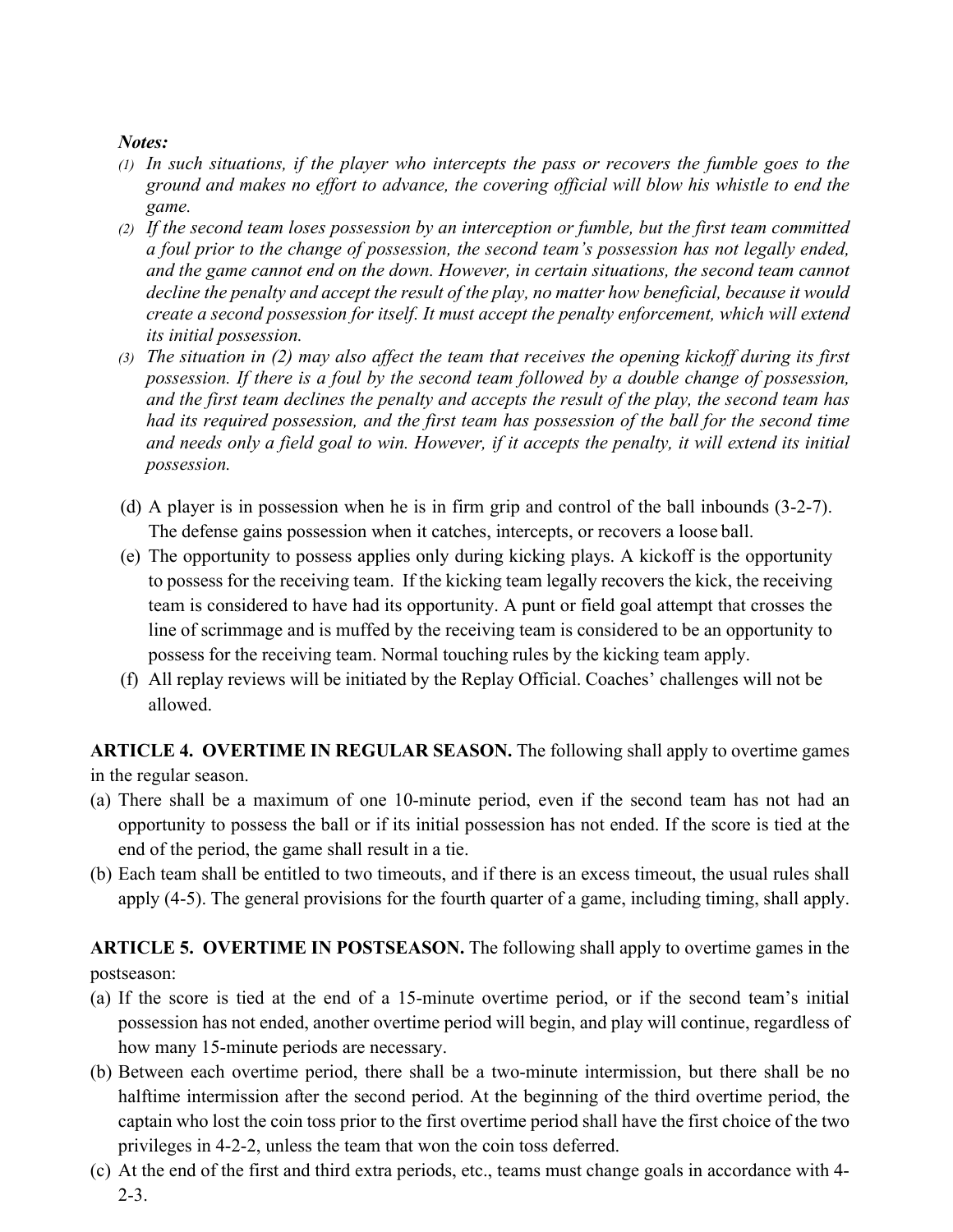***Notes:***

*(1) In such situations, if the player who intercepts the pass or recovers the fumble goes to the ground and makes no effort to advance, the covering official will blow his whistle to end the game.*

*(2) If the second team loses possession by an interception or fumble, but the first team committed a foul prior to the change of possession, the second team's possession has not legally ended, and the game cannot end on the down. However, in certain situations, the second team cannot decline the penalty and accept the result of the play, no matter how beneficial, because it would create a second possession for itself. It must accept the penalty enforcement, which will extend its initial possession.*

*(3) The situation in (2) may also affect the team that receives the opening kickoff during its first possession. If there is a foul by the second team followed by a double change of possession, and the first team declines the penalty and accepts the result of the play, the second team has had its required possession, and the first team has possession of the ball for the second time and needs only a field goal to win. However, if it accepts the penalty, it will extend its initial possession.*

(d) A player is in possession when he is in firm grip and control of the ball inbounds (3-2-7). The defense gains possession when it catches, intercepts, or recovers a loose ball.

(e) The opportunity to possess applies only during kicking plays. A kickoff is the opportunity to possess for the receiving team. If the kicking team legally recovers the kick, the receiving team is considered to have had its opportunity. A punt or field goal attempt that crosses the line of scrimmage and is muffed by the receiving team is considered to be an opportunity to possess for the receiving team. Normal touching rules by the kicking team apply.

(f) All replay reviews will be initiated by the Replay Official. Coaches' challenges will not be allowed.

**ARTICLE 4. OVERTIME IN REGULAR SEASON.** The following shall apply to overtime games in the regular season.

(a) There shall be a maximum of one 10-minute period, even if the second team has not had an opportunity to possess the ball or if its initial possession has not ended. If the score is tied at the end of the period, the game shall result in a tie.

(b) Each team shall be entitled to two timeouts, and if there is an excess timeout, the usual rules shall apply (4-5). The general provisions for the fourth quarter of a game, including timing, shall apply.

**ARTICLE 5. OVERTIME IN POSTSEASON.** The following shall apply to overtime games in the postseason:

(a) If the score is tied at the end of a 15-minute overtime period, or if the second team's initial possession has not ended, another overtime period will begin, and play will continue, regardless of how many 15-minute periods are necessary.

(b) Between each overtime period, there shall be a two-minute intermission, but there shall be no halftime intermission after the second period. At the beginning of the third overtime period, the captain who lost the coin toss prior to the first overtime period shall have the first choice of the two privileges in 4-2-2, unless the team that won the coin toss deferred.

(c) At the end of the first and third extra periods, etc., teams must change goals in accordance with 4-2-3.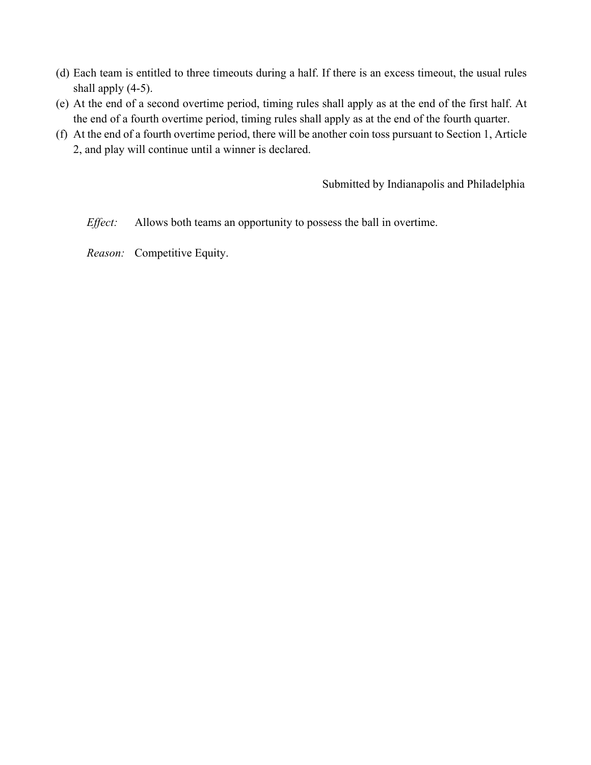(d) Each team is entitled to three timeouts during a half. If there is an excess timeout, the usual rules shall apply (4-5).

(e) At the end of a second overtime period, timing rules shall apply as at the end of the first half. At the end of a fourth overtime period, timing rules shall apply as at the end of the fourth quarter.

(f) At the end of a fourth overtime period, there will be another coin toss pursuant to Section 1, Article 2, and play will continue until a winner is declared.

Submitted by Indianapolis and Philadelphia

*Effect:* Allows both teams an opportunity to possess the ball in overtime.

*Reason:* Competitive Equity.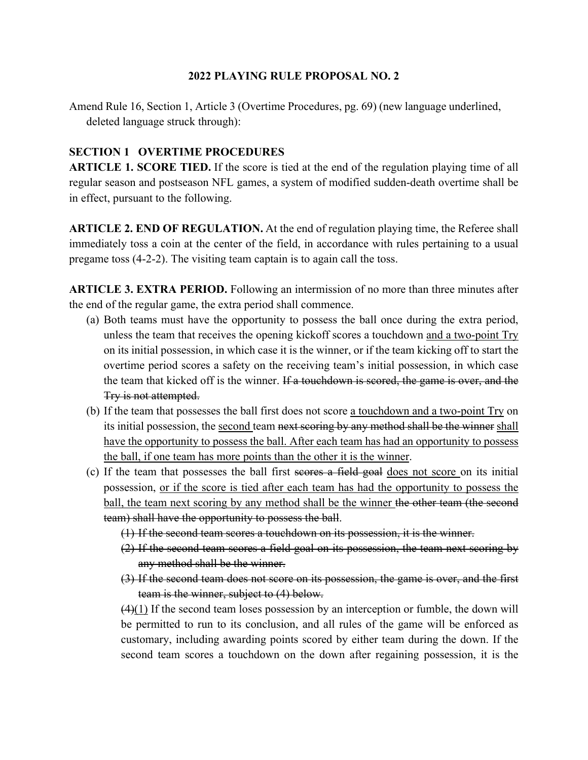**2022 PLAYING RULE PROPOSAL NO. 2**

Amend Rule 16, Section 1, Article 3 (Overtime Procedures, pg. 69) (new language underlined, deleted language struck through):

**SECTION 1 OVERTIME PROCEDURES**

**ARTICLE 1. SCORE TIED.** If the score is tied at the end of the regulation playing time of all regular season and postseason NFL games, a system of modified sudden-death overtime shall be in effect, pursuant to the following.

**ARTICLE 2. END OF REGULATION.** At the end of regulation playing time, the Referee shall immediately toss a coin at the center of the field, in accordance with rules pertaining to a usual pregame toss (4-2-2). The visiting team captain is to again call the toss.

**ARTICLE 3. EXTRA PERIOD.** Following an intermission of no more than three minutes after the end of the regular game, the extra period shall commence.

(a) Both teams must have the opportunity to possess the ball once during the extra period, unless the team that receives the opening kickoff scores a touchdown <u>and a two-point Try</u> on its initial possession, in which case it is the winner, or if the team kicking off to start the overtime period scores a safety on the receiving team's initial possession, in which case the team that kicked off is the winner. ~~If a touchdown is scored, the game is over, and the Try is not attempted.~~

(b) If the team that possesses the ball first does not score <u>a touchdown and a two-point Try</u> on its initial possession, the <u>second</u> team ~~next scoring by any method shall be the winner~~ <u>shall have the opportunity to possess the ball. After each team has had an opportunity to possess the ball, if one team has more points than the other it is the winner</u>.

(c) If the team that possesses the ball first ~~scores a field goal~~ <u>does not score</u> on its initial possession, <u>or if the score is tied after each team has had the opportunity to possess the ball, the team next scoring by any method shall be the winner</u> ~~the other team (the second team) shall have the opportunity to possess the ball~~.

~~(1) If the second team scores a touchdown on its possession, it is the winner.~~

~~(2) If the second team scores a field goal on its possession, the team next scoring by any method shall be the winner.~~

~~(3) If the second team does not score on its possession, the game is over, and the first team is the winner, subject to (4) below.~~

~~(4)~~<u>(1)</u> If the second team loses possession by an interception or fumble, the down will be permitted to run to its conclusion, and all rules of the game will be enforced as customary, including awarding points scored by either team during the down. If the second team scores a touchdown on the down after regaining possession, it is the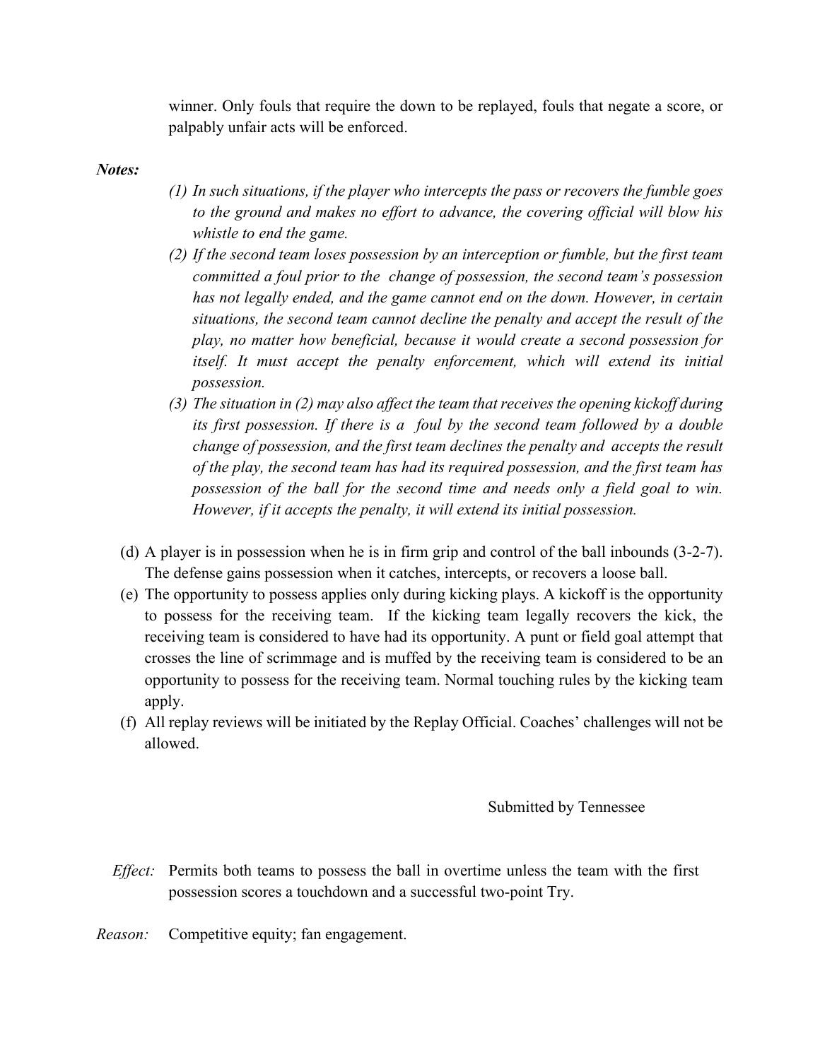winner. Only fouls that require the down to be replayed, fouls that negate a score, or palpably unfair acts will be enforced.

***Notes:***

*(1) In such situations, if the player who intercepts the pass or recovers the fumble goes to the ground and makes no effort to advance, the covering official will blow his whistle to end the game.*

*(2) If the second team loses possession by an interception or fumble, but the first team committed a foul prior to the change of possession, the second team's possession has not legally ended, and the game cannot end on the down. However, in certain situations, the second team cannot decline the penalty and accept the result of the play, no matter how beneficial, because it would create a second possession for itself. It must accept the penalty enforcement, which will extend its initial possession.*

*(3) The situation in (2) may also affect the team that receives the opening kickoff during its first possession. If there is a foul by the second team followed by a double change of possession, and the first team declines the penalty and accepts the result of the play, the second team has had its required possession, and the first team has possession of the ball for the second time and needs only a field goal to win. However, if it accepts the penalty, it will extend its initial possession.*

(d) A player is in possession when he is in firm grip and control of the ball inbounds (3-2-7). The defense gains possession when it catches, intercepts, or recovers a loose ball.

(e) The opportunity to possess applies only during kicking plays. A kickoff is the opportunity to possess for the receiving team. If the kicking team legally recovers the kick, the receiving team is considered to have had its opportunity. A punt or field goal attempt that crosses the line of scrimmage and is muffed by the receiving team is considered to be an opportunity to possess for the receiving team. Normal touching rules by the kicking team apply.

(f) All replay reviews will be initiated by the Replay Official. Coaches' challenges will not be allowed.

Submitted by Tennessee

*Effect:* Permits both teams to possess the ball in overtime unless the team with the first possession scores a touchdown and a successful two-point Try.

*Reason:* Competitive equity; fan engagement.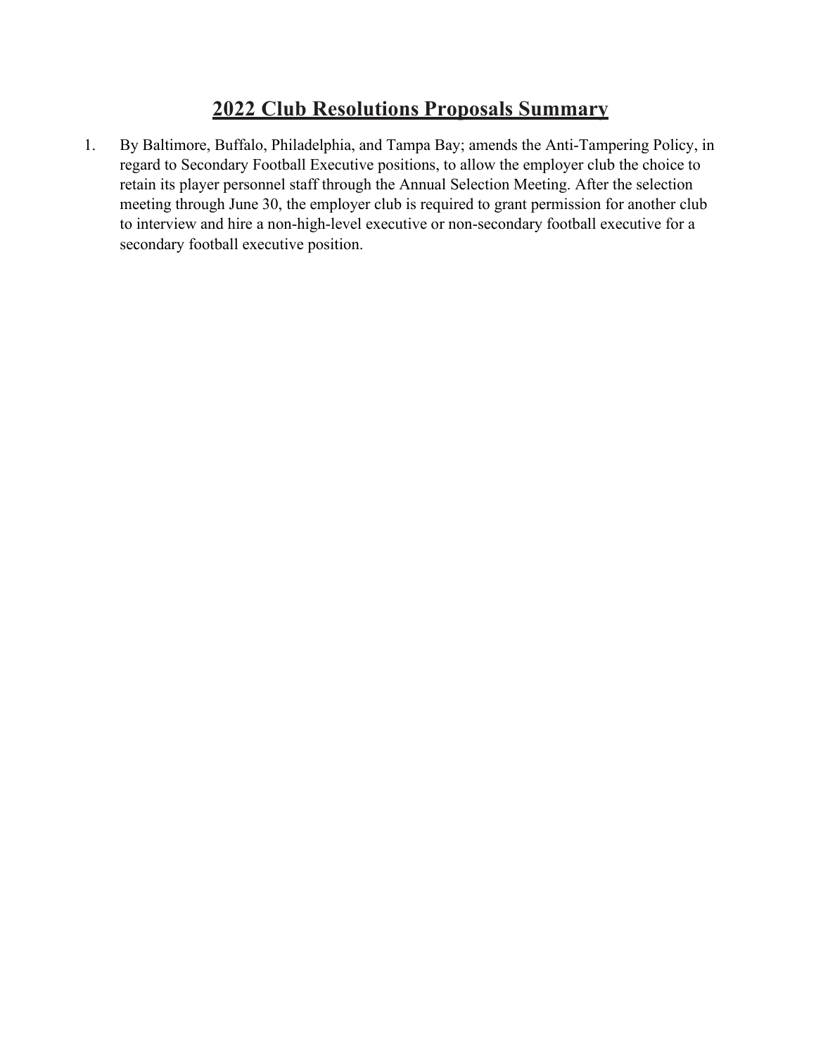# 2022 Club Resolutions Proposals Summary

1. By Baltimore, Buffalo, Philadelphia, and Tampa Bay; amends the Anti-Tampering Policy, in regard to Secondary Football Executive positions, to allow the employer club the choice to retain its player personnel staff through the Annual Selection Meeting. After the selection meeting through June 30, the employer club is required to grant permission for another club to interview and hire a non-high-level executive or non-secondary football executive for a secondary football executive position.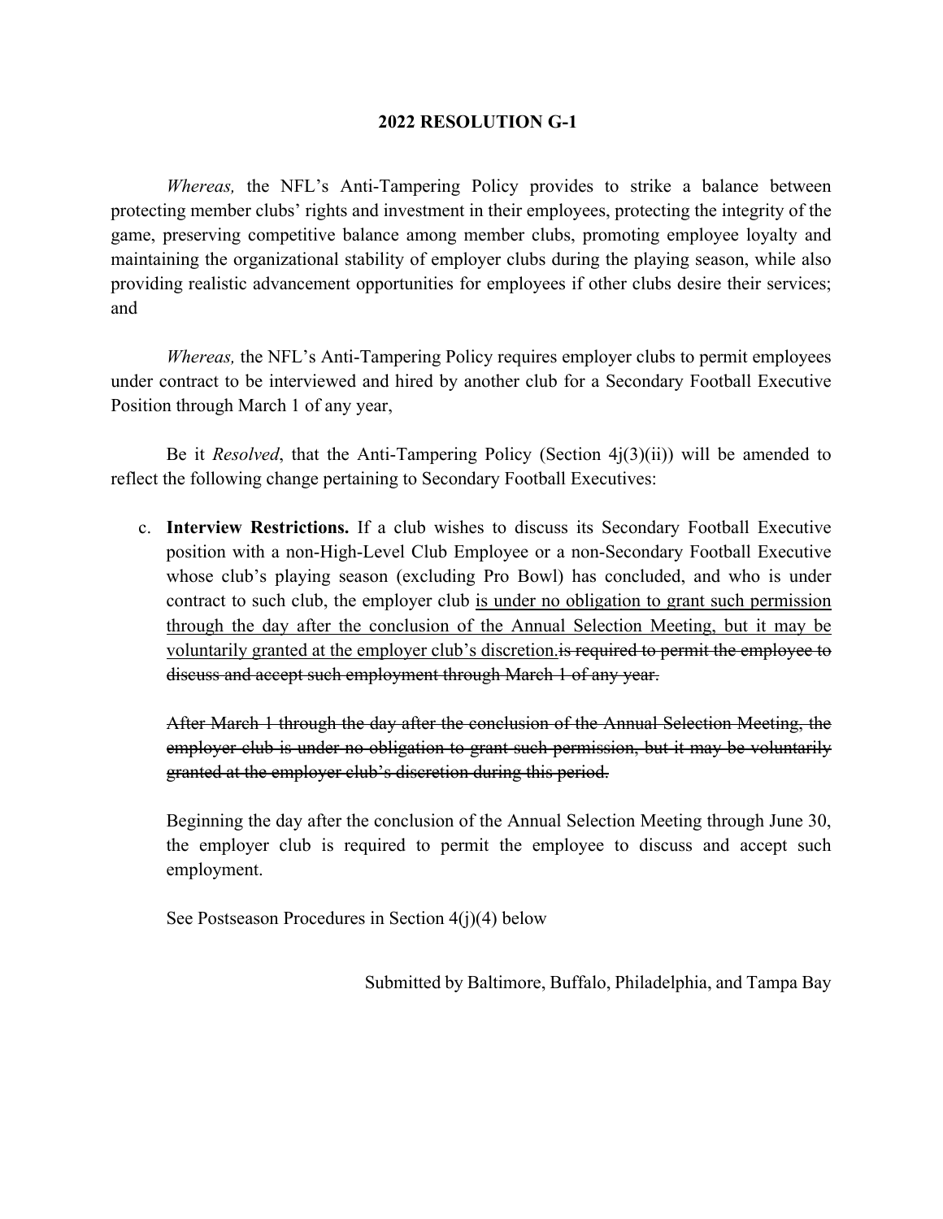**2022 RESOLUTION G-1**

*Whereas,* the NFL's Anti-Tampering Policy provides to strike a balance between protecting member clubs' rights and investment in their employees, protecting the integrity of the game, preserving competitive balance among member clubs, promoting employee loyalty and maintaining the organizational stability of employer clubs during the playing season, while also providing realistic advancement opportunities for employees if other clubs desire their services; and

*Whereas,* the NFL's Anti-Tampering Policy requires employer clubs to permit employees under contract to be interviewed and hired by another club for a Secondary Football Executive Position through March 1 of any year,

Be it *Resolved*, that the Anti-Tampering Policy (Section 4j(3)(ii)) will be amended to reflect the following change pertaining to Secondary Football Executives:

c. **Interview Restrictions.** If a club wishes to discuss its Secondary Football Executive position with a non-High-Level Club Employee or a non-Secondary Football Executive whose club's playing season (excluding Pro Bowl) has concluded, and who is under contract to such club, the employer club <u>is under no obligation to grant such permission through the day after the conclusion of the Annual Selection Meeting, but it may be voluntarily granted at the employer club's discretion.</u>~~is required to permit the employee to discuss and accept such employment through March 1 of any year.~~

   ~~After March 1 through the day after the conclusion of the Annual Selection Meeting, the employer club is under no obligation to grant such permission, but it may be voluntarily granted at the employer club's discretion during this period.~~

   Beginning the day after the conclusion of the Annual Selection Meeting through June 30, the employer club is required to permit the employee to discuss and accept such employment.

   See Postseason Procedures in Section 4(j)(4) below

Submitted by Baltimore, Buffalo, Philadelphia, and Tampa Bay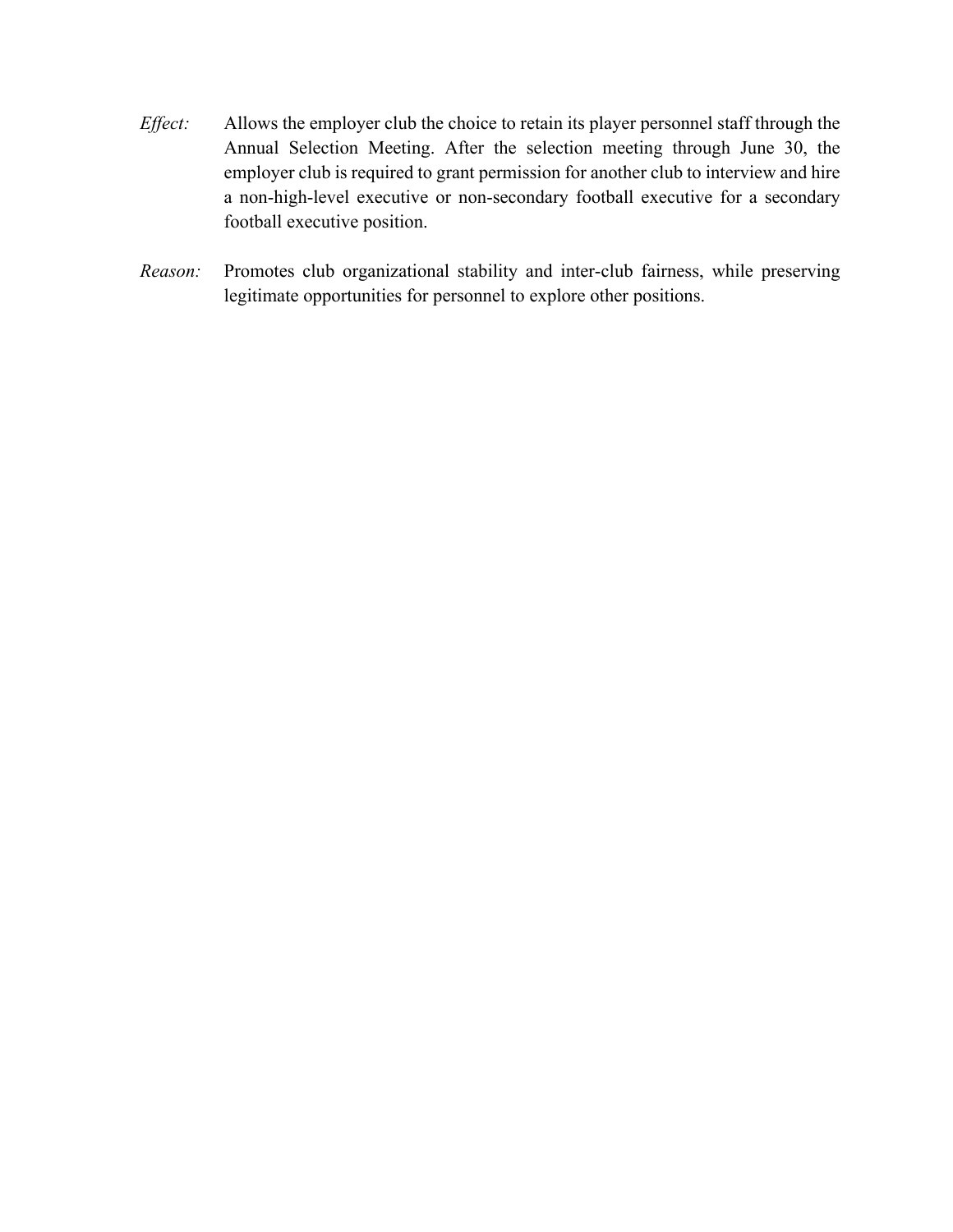*Effect:* Allows the employer club the choice to retain its player personnel staff through the Annual Selection Meeting. After the selection meeting through June 30, the employer club is required to grant permission for another club to interview and hire a non-high-level executive or non-secondary football executive for a secondary football executive position.

*Reason:* Promotes club organizational stability and inter-club fairness, while preserving legitimate opportunities for personnel to explore other positions.